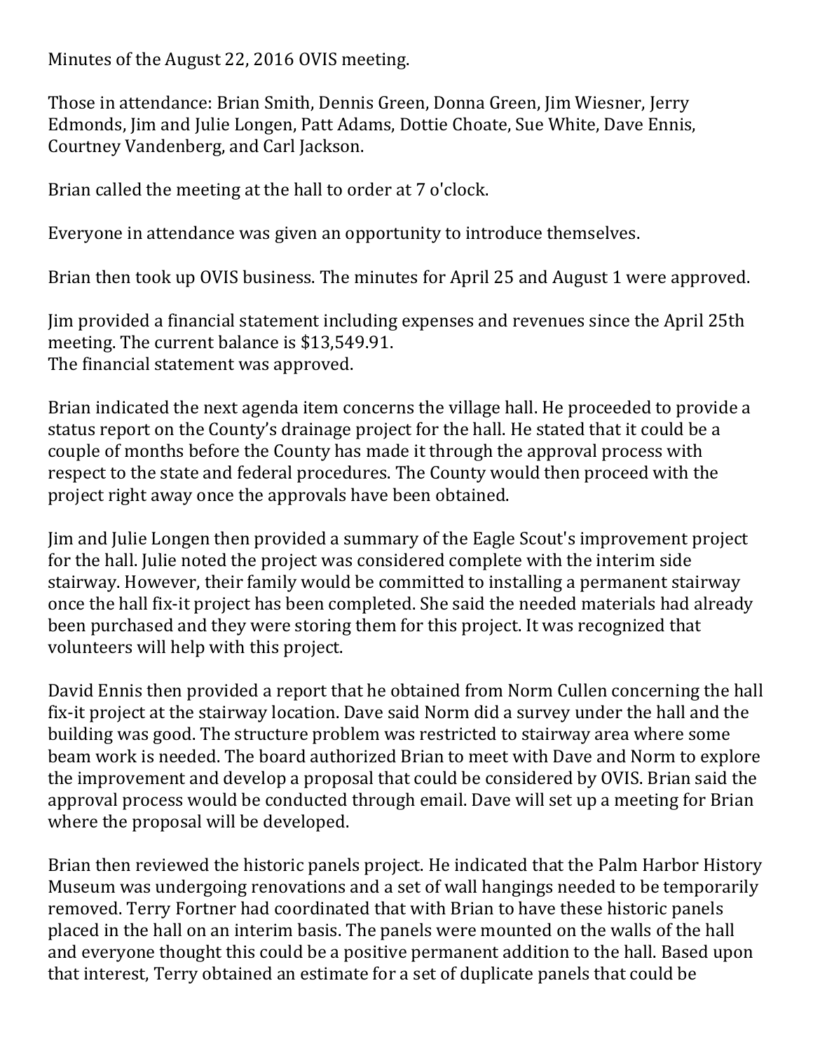Minutes of the August 22, 2016 OVIS meeting.

Those in attendance: Brian Smith, Dennis Green, Donna Green, Jim Wiesner, Jerry Edmonds, Jim and Julie Longen, Patt Adams, Dottie Choate, Sue White, Dave Ennis, Courtney Vandenberg, and Carl Jackson.

Brian called the meeting at the hall to order at 7 o'clock.

Everyone in attendance was given an opportunity to introduce themselves.

Brian then took up OVIS business. The minutes for April 25 and August 1 were approved.

Jim provided a financial statement including expenses and revenues since the April 25th meeting. The current balance is $13,549.91.
The financial statement was approved.

Brian indicated the next agenda item concerns the village hall. He proceeded to provide a status report on the County's drainage project for the hall. He stated that it could be a couple of months before the County has made it through the approval process with respect to the state and federal procedures. The County would then proceed with the project right away once the approvals have been obtained.

Jim and Julie Longen then provided a summary of the Eagle Scout's improvement project for the hall. Julie noted the project was considered complete with the interim side stairway. However, their family would be committed to installing a permanent stairway once the hall fix-it project has been completed. She said the needed materials had already been purchased and they were storing them for this project. It was recognized that volunteers will help with this project.

David Ennis then provided a report that he obtained from Norm Cullen concerning the hall fix-it project at the stairway location. Dave said Norm did a survey under the hall and the building was good. The structure problem was restricted to stairway area where some beam work is needed. The board authorized Brian to meet with Dave and Norm to explore the improvement and develop a proposal that could be considered by OVIS. Brian said the approval process would be conducted through email. Dave will set up a meeting for Brian where the proposal will be developed.

Brian then reviewed the historic panels project. He indicated that the Palm Harbor History Museum was undergoing renovations and a set of wall hangings needed to be temporarily removed. Terry Fortner had coordinated that with Brian to have these historic panels placed in the hall on an interim basis. The panels were mounted on the walls of the hall and everyone thought this could be a positive permanent addition to the hall. Based upon that interest, Terry obtained an estimate for a set of duplicate panels that could be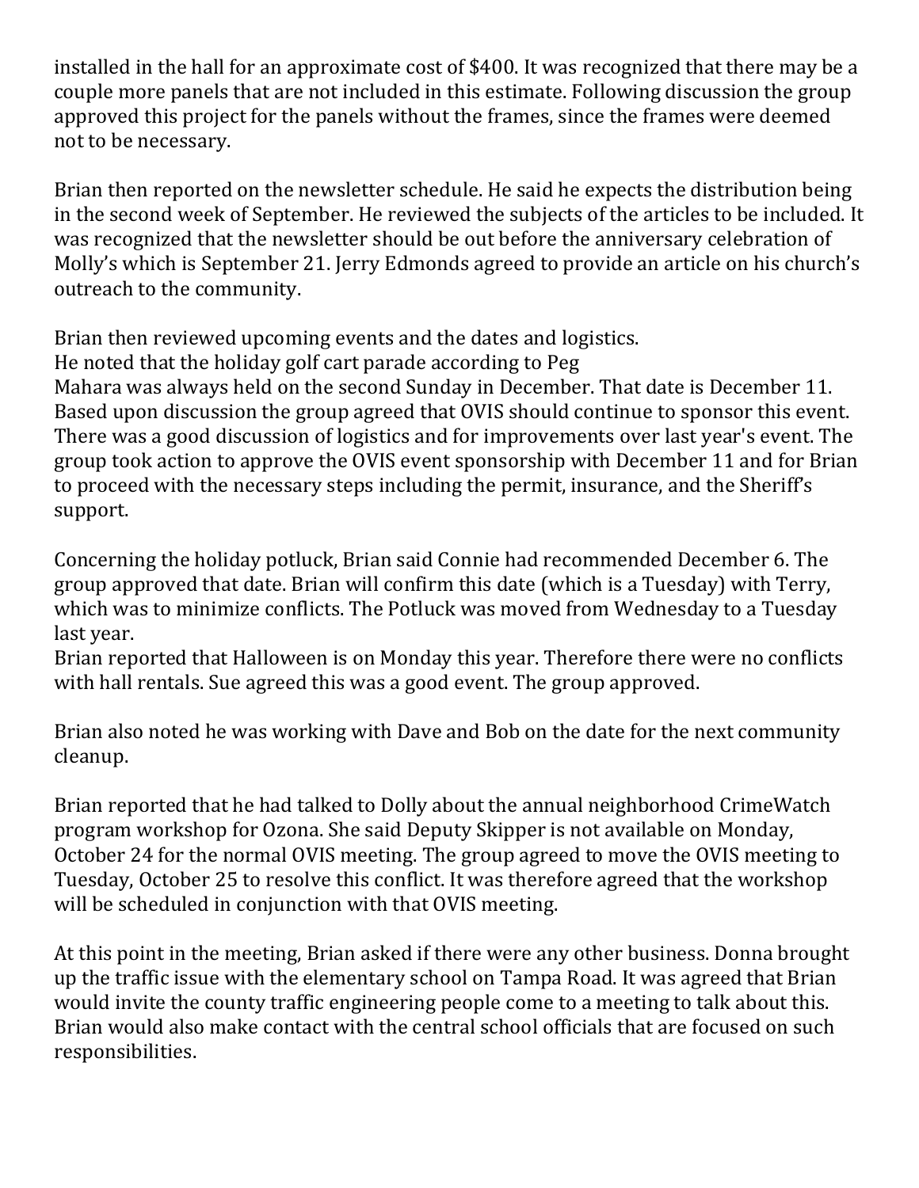installed in the hall for an approximate cost of $400. It was recognized that there may be a couple more panels that are not included in this estimate. Following discussion the group approved this project for the panels without the frames, since the frames were deemed not to be necessary.

Brian then reported on the newsletter schedule. He said he expects the distribution being in the second week of September. He reviewed the subjects of the articles to be included. It was recognized that the newsletter should be out before the anniversary celebration of Molly's which is September 21. Jerry Edmonds agreed to provide an article on his church's outreach to the community.

Brian then reviewed upcoming events and the dates and logistics.
He noted that the holiday golf cart parade according to Peg
Mahara was always held on the second Sunday in December. That date is December 11. Based upon discussion the group agreed that OVIS should continue to sponsor this event. There was a good discussion of logistics and for improvements over last year's event. The group took action to approve the OVIS event sponsorship with December 11 and for Brian to proceed with the necessary steps including the permit, insurance, and the Sheriff's support.

Concerning the holiday potluck, Brian said Connie had recommended December 6. The group approved that date. Brian will confirm this date (which is a Tuesday) with Terry, which was to minimize conflicts. The Potluck was moved from Wednesday to a Tuesday last year.
Brian reported that Halloween is on Monday this year. Therefore there were no conflicts with hall rentals. Sue agreed this was a good event. The group approved.

Brian also noted he was working with Dave and Bob on the date for the next community cleanup.

Brian reported that he had talked to Dolly about the annual neighborhood CrimeWatch program workshop for Ozona. She said Deputy Skipper is not available on Monday, October 24 for the normal OVIS meeting. The group agreed to move the OVIS meeting to Tuesday, October 25 to resolve this conflict. It was therefore agreed that the workshop will be scheduled in conjunction with that OVIS meeting.

At this point in the meeting, Brian asked if there were any other business. Donna brought up the traffic issue with the elementary school on Tampa Road. It was agreed that Brian would invite the county traffic engineering people come to a meeting to talk about this. Brian would also make contact with the central school officials that are focused on such responsibilities.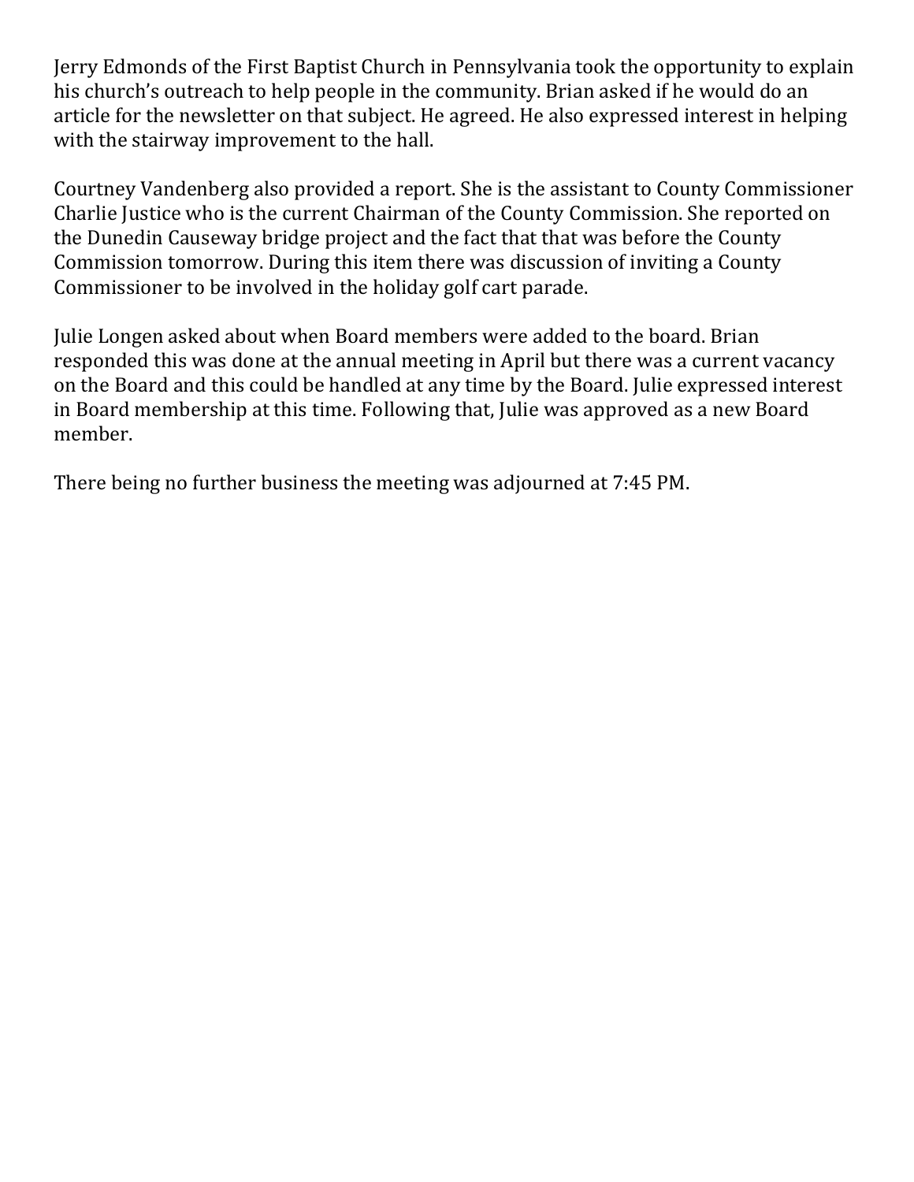Jerry Edmonds of the First Baptist Church in Pennsylvania took the opportunity to explain his church's outreach to help people in the community. Brian asked if he would do an article for the newsletter on that subject. He agreed. He also expressed interest in helping with the stairway improvement to the hall.

Courtney Vandenberg also provided a report. She is the assistant to County Commissioner Charlie Justice who is the current Chairman of the County Commission. She reported on the Dunedin Causeway bridge project and the fact that that was before the County Commission tomorrow. During this item there was discussion of inviting a County Commissioner to be involved in the holiday golf cart parade.

Julie Longen asked about when Board members were added to the board. Brian responded this was done at the annual meeting in April but there was a current vacancy on the Board and this could be handled at any time by the Board. Julie expressed interest in Board membership at this time. Following that, Julie was approved as a new Board member.

There being no further business the meeting was adjourned at 7:45 PM.